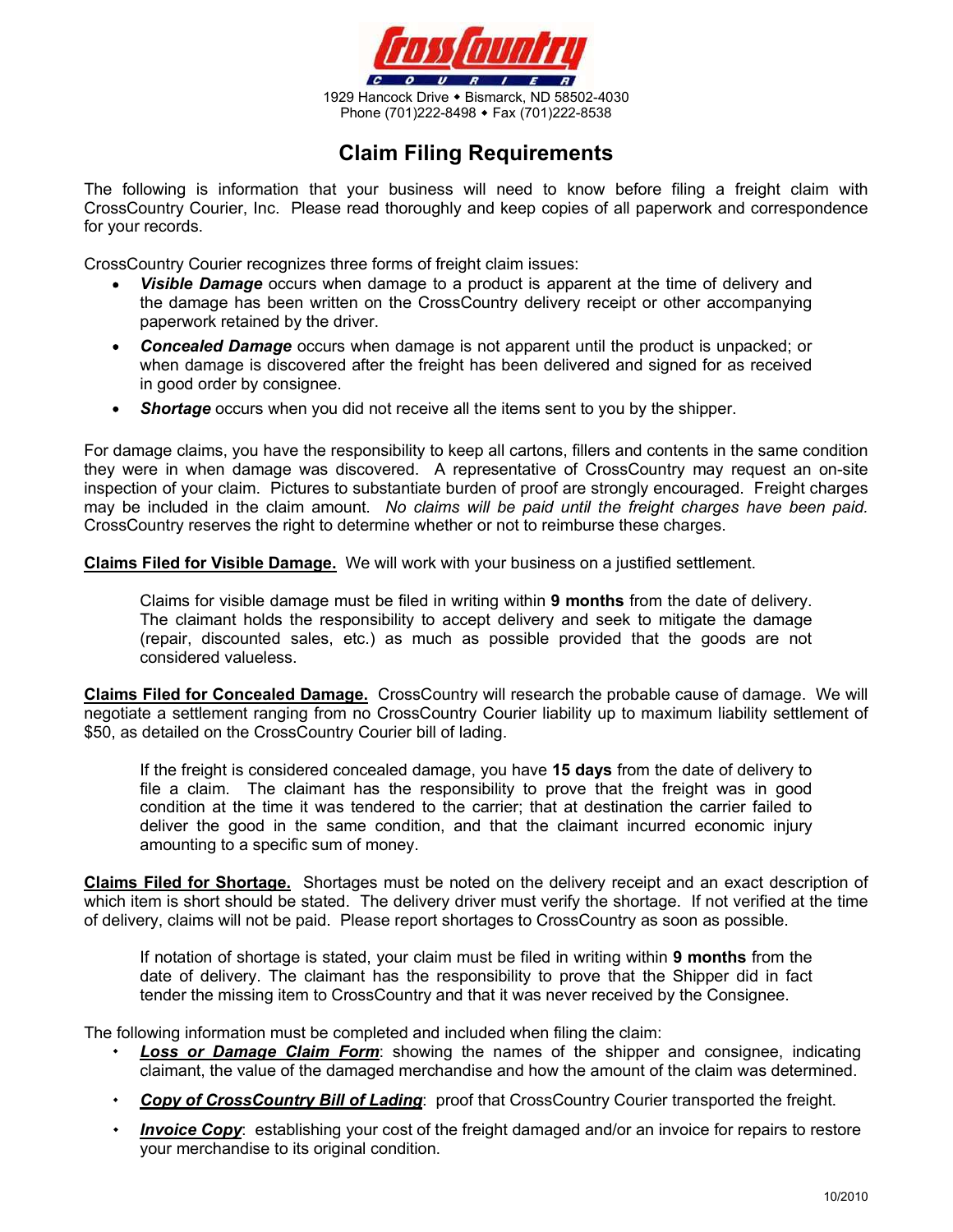**CrossCountry COURIER**

1929 Hancock Drive • Bismarck, ND 58502-4030
Phone (701)222-8498 • Fax (701)222-8538

# Claim Filing Requirements

The following is information that your business will need to know before filing a freight claim with CrossCountry Courier, Inc. Please read thoroughly and keep copies of all paperwork and correspondence for your records.

CrossCountry Courier recognizes three forms of freight claim issues:

- ***Visible Damage*** occurs when damage to a product is apparent at the time of delivery and the damage has been written on the CrossCountry delivery receipt or other accompanying paperwork retained by the driver.
- ***Concealed Damage*** occurs when damage is not apparent until the product is unpacked; or when damage is discovered after the freight has been delivered and signed for as received in good order by consignee.
- ***Shortage*** occurs when you did not receive all the items sent to you by the shipper.

For damage claims, you have the responsibility to keep all cartons, fillers and contents in the same condition they were in when damage was discovered. A representative of CrossCountry may request an on-site inspection of your claim. Pictures to substantiate burden of proof are strongly encouraged. Freight charges may be included in the claim amount. *No claims will be paid until the freight charges have been paid.* CrossCountry reserves the right to determine whether or not to reimburse these charges.

**Claims Filed for Visible Damage.** We will work with your business on a justified settlement.

> Claims for visible damage must be filed in writing within **9 months** from the date of delivery. The claimant holds the responsibility to accept delivery and seek to mitigate the damage (repair, discounted sales, etc.) as much as possible provided that the goods are not considered valueless.

**Claims Filed for Concealed Damage.** CrossCountry will research the probable cause of damage. We will negotiate a settlement ranging from no CrossCountry Courier liability up to maximum liability settlement of $50, as detailed on the CrossCountry Courier bill of lading.

> If the freight is considered concealed damage, you have **15 days** from the date of delivery to file a claim. The claimant has the responsibility to prove that the freight was in good condition at the time it was tendered to the carrier; that at destination the carrier failed to deliver the good in the same condition, and that the claimant incurred economic injury amounting to a specific sum of money.

**Claims Filed for Shortage.** Shortages must be noted on the delivery receipt and an exact description of which item is short should be stated. The delivery driver must verify the shortage. If not verified at the time of delivery, claims will not be paid. Please report shortages to CrossCountry as soon as possible.

> If notation of shortage is stated, your claim must be filed in writing within **9 months** from the date of delivery. The claimant has the responsibility to prove that the Shipper did in fact tender the missing item to CrossCountry and that it was never received by the Consignee.

The following information must be completed and included when filing the claim:

- ***Loss or Damage Claim Form***: showing the names of the shipper and consignee, indicating claimant, the value of the damaged merchandise and how the amount of the claim was determined.
- ***Copy of CrossCountry Bill of Lading***: proof that CrossCountry Courier transported the freight.
- ***Invoice Copy***: establishing your cost of the freight damaged and/or an invoice for repairs to restore your merchandise to its original condition.

10/2010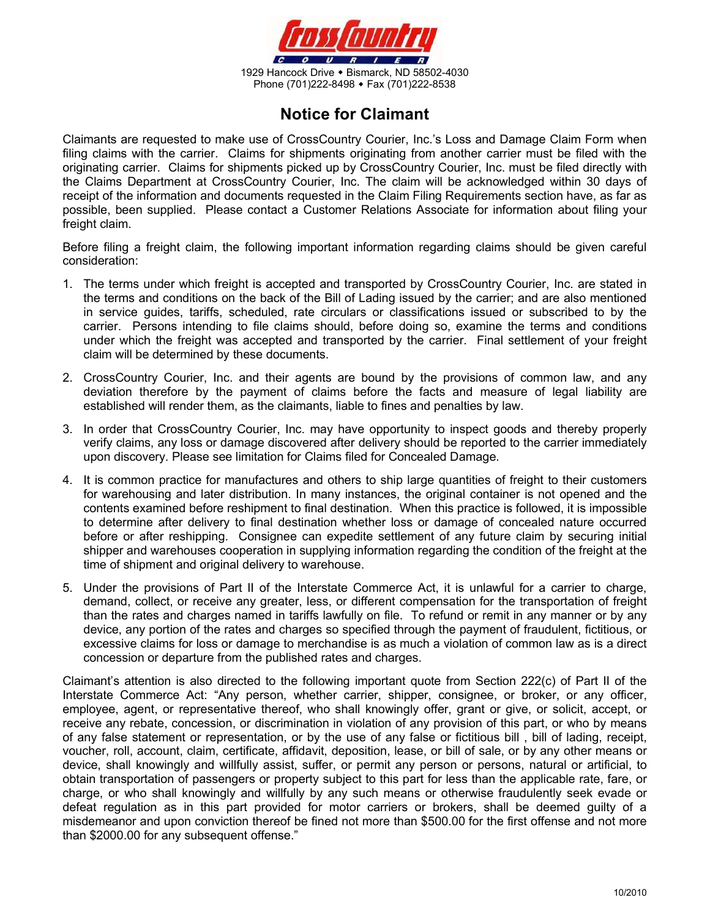1929 Hancock Drive • Bismarck, ND 58502-4030
Phone (701)222-8498 • Fax (701)222-8538

# Notice for Claimant

Claimants are requested to make use of CrossCountry Courier, Inc.'s Loss and Damage Claim Form when filing claims with the carrier. Claims for shipments originating from another carrier must be filed with the originating carrier. Claims for shipments picked up by CrossCountry Courier, Inc. must be filed directly with the Claims Department at CrossCountry Courier, Inc. The claim will be acknowledged within 30 days of receipt of the information and documents requested in the Claim Filing Requirements section have, as far as possible, been supplied. Please contact a Customer Relations Associate for information about filing your freight claim.

Before filing a freight claim, the following important information regarding claims should be given careful consideration:

1. The terms under which freight is accepted and transported by CrossCountry Courier, Inc. are stated in the terms and conditions on the back of the Bill of Lading issued by the carrier; and are also mentioned in service guides, tariffs, scheduled, rate circulars or classifications issued or subscribed to by the carrier. Persons intending to file claims should, before doing so, examine the terms and conditions under which the freight was accepted and transported by the carrier. Final settlement of your freight claim will be determined by these documents.

2. CrossCountry Courier, Inc. and their agents are bound by the provisions of common law, and any deviation therefore by the payment of claims before the facts and measure of legal liability are established will render them, as the claimants, liable to fines and penalties by law.

3. In order that CrossCountry Courier, Inc. may have opportunity to inspect goods and thereby properly verify claims, any loss or damage discovered after delivery should be reported to the carrier immediately upon discovery. Please see limitation for Claims filed for Concealed Damage.

4. It is common practice for manufactures and others to ship large quantities of freight to their customers for warehousing and later distribution. In many instances, the original container is not opened and the contents examined before reshipment to final destination. When this practice is followed, it is impossible to determine after delivery to final destination whether loss or damage of concealed nature occurred before or after reshipping. Consignee can expedite settlement of any future claim by securing initial shipper and warehouses cooperation in supplying information regarding the condition of the freight at the time of shipment and original delivery to warehouse.

5. Under the provisions of Part II of the Interstate Commerce Act, it is unlawful for a carrier to charge, demand, collect, or receive any greater, less, or different compensation for the transportation of freight than the rates and charges named in tariffs lawfully on file. To refund or remit in any manner or by any device, any portion of the rates and charges so specified through the payment of fraudulent, fictitious, or excessive claims for loss or damage to merchandise is as much a violation of common law as is a direct concession or departure from the published rates and charges.

Claimant's attention is also directed to the following important quote from Section 222(c) of Part II of the Interstate Commerce Act: "Any person, whether carrier, shipper, consignee, or broker, or any officer, employee, agent, or representative thereof, who shall knowingly offer, grant or give, or solicit, accept, or receive any rebate, concession, or discrimination in violation of any provision of this part, or who by means of any false statement or representation, or by the use of any false or fictitious bill , bill of lading, receipt, voucher, roll, account, claim, certificate, affidavit, deposition, lease, or bill of sale, or by any other means or device, shall knowingly and willfully assist, suffer, or permit any person or persons, natural or artificial, to obtain transportation of passengers or property subject to this part for less than the applicable rate, fare, or charge, or who shall knowingly and willfully by any such means or otherwise fraudulently seek evade or defeat regulation as in this part provided for motor carriers or brokers, shall be deemed guilty of a misdemeanor and upon conviction thereof be fined not more than $500.00 for the first offense and not more than $2000.00 for any subsequent offense."

10/2010